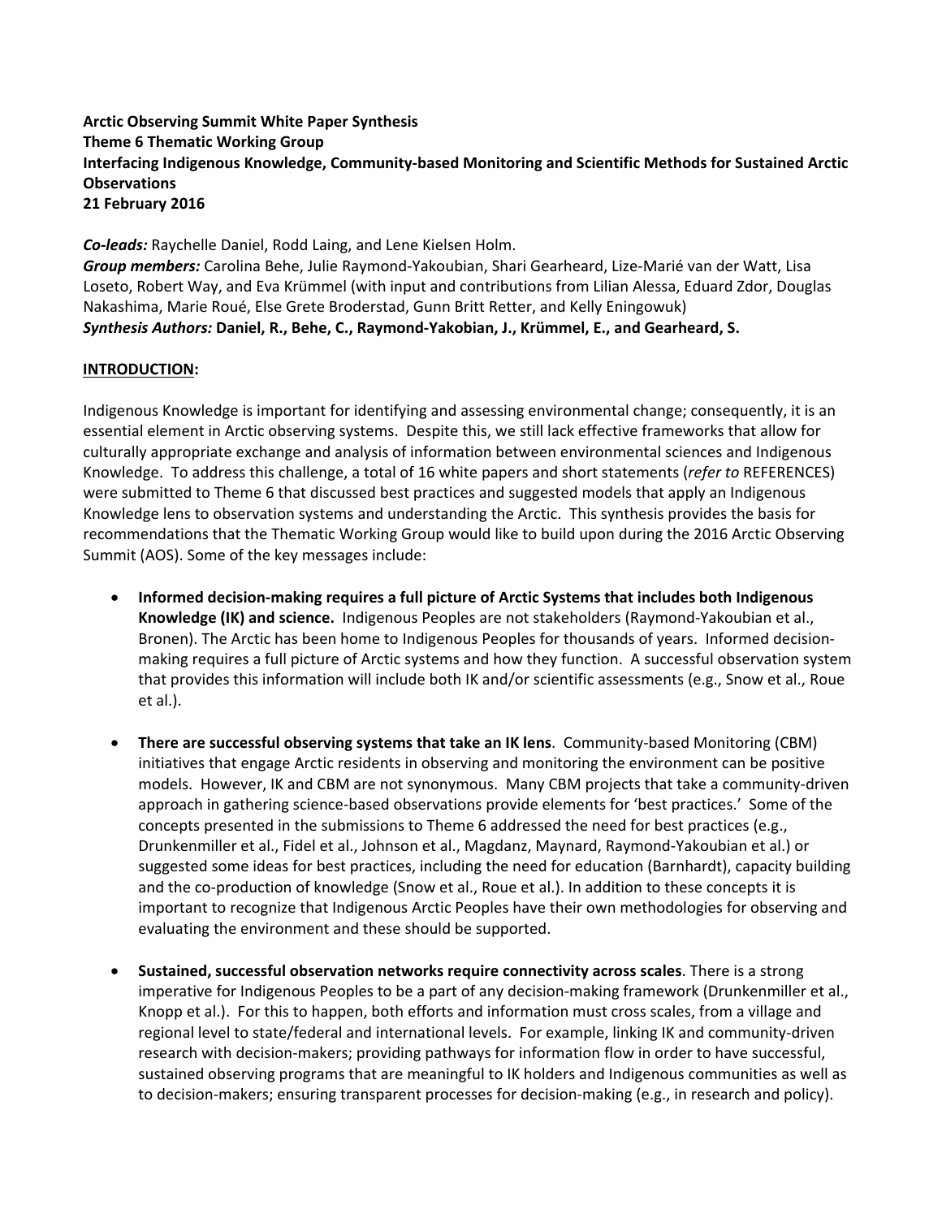**Arctic Observing Summit White Paper Synthesis**
**Theme 6 Thematic Working Group**
**Interfacing Indigenous Knowledge, Community-based Monitoring and Scientific Methods for Sustained Arctic Observations**
**21 February 2016**

***Co-leads:*** Raychelle Daniel, Rodd Laing, and Lene Kielsen Holm.
***Group members:*** Carolina Behe, Julie Raymond-Yakoubian, Shari Gearheard, Lize-Marié van der Watt, Lisa Loseto, Robert Way, and Eva Krümmel (with input and contributions from Lilian Alessa, Eduard Zdor, Douglas Nakashima, Marie Roué, Else Grete Broderstad, Gunn Britt Retter, and Kelly Eningowuk)
***Synthesis Authors:* Daniel, R., Behe, C., Raymond-Yakobian, J., Krümmel, E., and Gearheard, S.**

## INTRODUCTION:

Indigenous Knowledge is important for identifying and assessing environmental change; consequently, it is an essential element in Arctic observing systems. Despite this, we still lack effective frameworks that allow for culturally appropriate exchange and analysis of information between environmental sciences and Indigenous Knowledge. To address this challenge, a total of 16 white papers and short statements (*refer to* REFERENCES) were submitted to Theme 6 that discussed best practices and suggested models that apply an Indigenous Knowledge lens to observation systems and understanding the Arctic. This synthesis provides the basis for recommendations that the Thematic Working Group would like to build upon during the 2016 Arctic Observing Summit (AOS). Some of the key messages include:

- **Informed decision-making requires a full picture of Arctic Systems that includes both Indigenous Knowledge (IK) and science.** Indigenous Peoples are not stakeholders (Raymond-Yakoubian et al., Bronen). The Arctic has been home to Indigenous Peoples for thousands of years. Informed decision-making requires a full picture of Arctic systems and how they function. A successful observation system that provides this information will include both IK and/or scientific assessments (e.g., Snow et al., Roue et al.).

- **There are successful observing systems that take an IK lens**. Community-based Monitoring (CBM) initiatives that engage Arctic residents in observing and monitoring the environment can be positive models. However, IK and CBM are not synonymous. Many CBM projects that take a community-driven approach in gathering science-based observations provide elements for 'best practices.' Some of the concepts presented in the submissions to Theme 6 addressed the need for best practices (e.g., Drunkenmiller et al., Fidel et al., Johnson et al., Magdanz, Maynard, Raymond-Yakoubian et al.) or suggested some ideas for best practices, including the need for education (Barnhardt), capacity building and the co-production of knowledge (Snow et al., Roue et al.). In addition to these concepts it is important to recognize that Indigenous Arctic Peoples have their own methodologies for observing and evaluating the environment and these should be supported.

- **Sustained, successful observation networks require connectivity across scales**. There is a strong imperative for Indigenous Peoples to be a part of any decision-making framework (Drunkenmiller et al., Knopp et al.). For this to happen, both efforts and information must cross scales, from a village and regional level to state/federal and international levels. For example, linking IK and community-driven research with decision-makers; providing pathways for information flow in order to have successful, sustained observing programs that are meaningful to IK holders and Indigenous communities as well as to decision-makers; ensuring transparent processes for decision-making (e.g., in research and policy).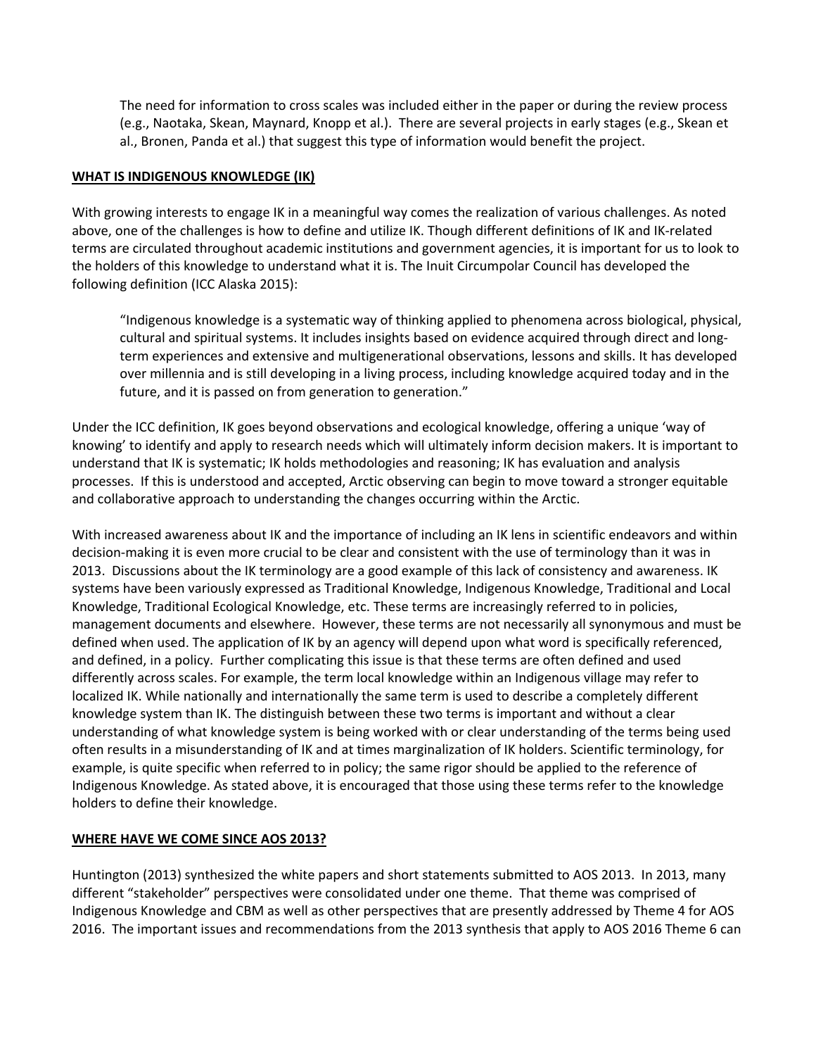> The need for information to cross scales was included either in the paper or during the review process (e.g., Naotaka, Skean, Maynard, Knopp et al.). There are several projects in early stages (e.g., Skean et al., Bronen, Panda et al.) that suggest this type of information would benefit the project.

## WHAT IS INDIGENOUS KNOWLEDGE (IK)

With growing interests to engage IK in a meaningful way comes the realization of various challenges. As noted above, one of the challenges is how to define and utilize IK. Though different definitions of IK and IK-related terms are circulated throughout academic institutions and government agencies, it is important for us to look to the holders of this knowledge to understand what it is. The Inuit Circumpolar Council has developed the following definition (ICC Alaska 2015):

> "Indigenous knowledge is a systematic way of thinking applied to phenomena across biological, physical, cultural and spiritual systems. It includes insights based on evidence acquired through direct and long-term experiences and extensive and multigenerational observations, lessons and skills. It has developed over millennia and is still developing in a living process, including knowledge acquired today and in the future, and it is passed on from generation to generation."

Under the ICC definition, IK goes beyond observations and ecological knowledge, offering a unique 'way of knowing' to identify and apply to research needs which will ultimately inform decision makers. It is important to understand that IK is systematic; IK holds methodologies and reasoning; IK has evaluation and analysis processes. If this is understood and accepted, Arctic observing can begin to move toward a stronger equitable and collaborative approach to understanding the changes occurring within the Arctic.

With increased awareness about IK and the importance of including an IK lens in scientific endeavors and within decision-making it is even more crucial to be clear and consistent with the use of terminology than it was in 2013. Discussions about the IK terminology are a good example of this lack of consistency and awareness. IK systems have been variously expressed as Traditional Knowledge, Indigenous Knowledge, Traditional and Local Knowledge, Traditional Ecological Knowledge, etc. These terms are increasingly referred to in policies, management documents and elsewhere. However, these terms are not necessarily all synonymous and must be defined when used. The application of IK by an agency will depend upon what word is specifically referenced, and defined, in a policy. Further complicating this issue is that these terms are often defined and used differently across scales. For example, the term local knowledge within an Indigenous village may refer to localized IK. While nationally and internationally the same term is used to describe a completely different knowledge system than IK. The distinguish between these two terms is important and without a clear understanding of what knowledge system is being worked with or clear understanding of the terms being used often results in a misunderstanding of IK and at times marginalization of IK holders. Scientific terminology, for example, is quite specific when referred to in policy; the same rigor should be applied to the reference of Indigenous Knowledge. As stated above, it is encouraged that those using these terms refer to the knowledge holders to define their knowledge.

## WHERE HAVE WE COME SINCE AOS 2013?

Huntington (2013) synthesized the white papers and short statements submitted to AOS 2013. In 2013, many different "stakeholder" perspectives were consolidated under one theme. That theme was comprised of Indigenous Knowledge and CBM as well as other perspectives that are presently addressed by Theme 4 for AOS 2016. The important issues and recommendations from the 2013 synthesis that apply to AOS 2016 Theme 6 can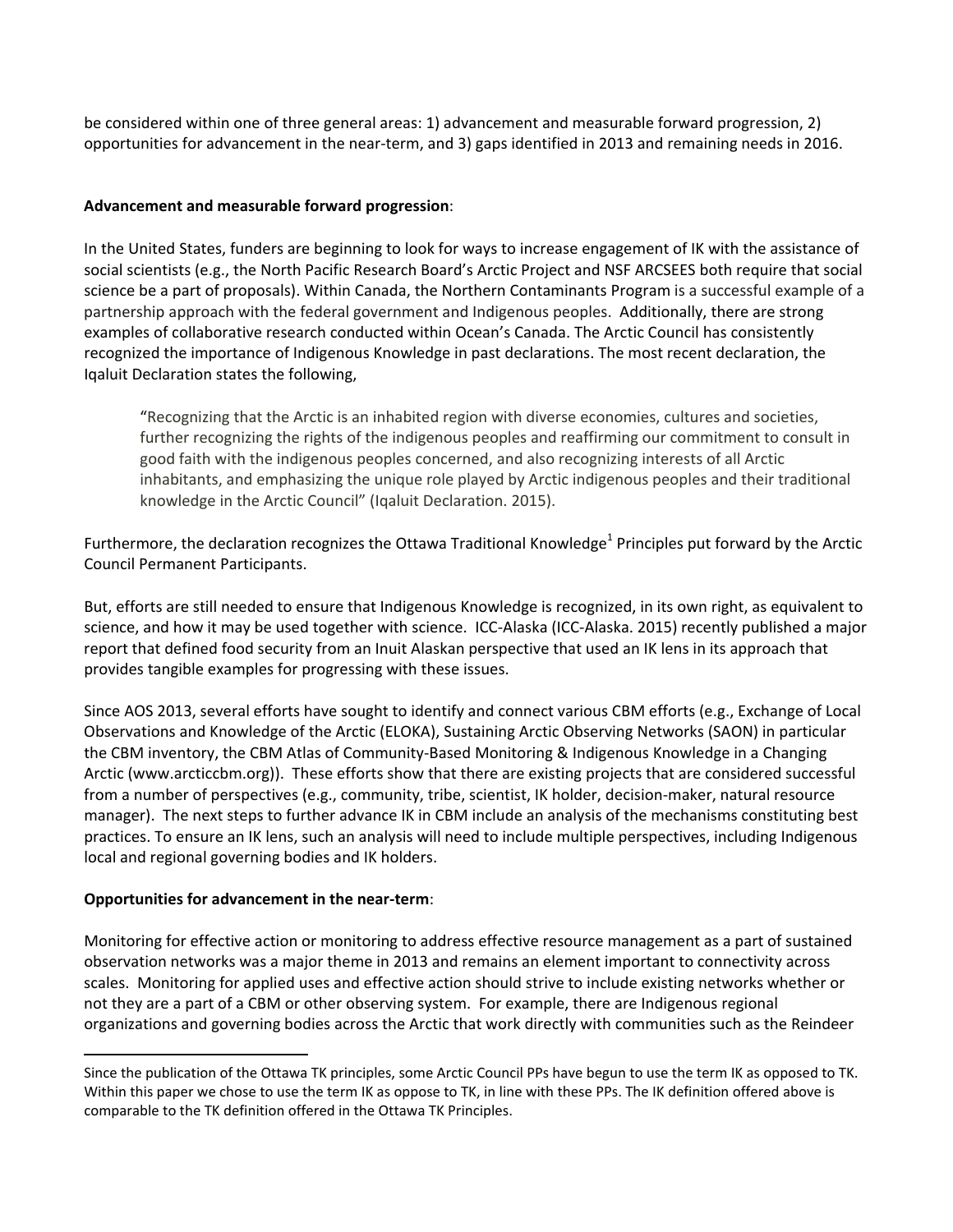be considered within one of three general areas: 1) advancement and measurable forward progression, 2) opportunities for advancement in the near-term, and 3) gaps identified in 2013 and remaining needs in 2016.

**Advancement and measurable forward progression**:

In the United States, funders are beginning to look for ways to increase engagement of IK with the assistance of social scientists (e.g., the North Pacific Research Board's Arctic Project and NSF ARCSEES both require that social science be a part of proposals). Within Canada, the Northern Contaminants Program is a successful example of a partnership approach with the federal government and Indigenous peoples. Additionally, there are strong examples of collaborative research conducted within Ocean's Canada. The Arctic Council has consistently recognized the importance of Indigenous Knowledge in past declarations. The most recent declaration, the Iqaluit Declaration states the following,

> "Recognizing that the Arctic is an inhabited region with diverse economies, cultures and societies, further recognizing the rights of the indigenous peoples and reaffirming our commitment to consult in good faith with the indigenous peoples concerned, and also recognizing interests of all Arctic inhabitants, and emphasizing the unique role played by Arctic indigenous peoples and their traditional knowledge in the Arctic Council" (Iqaluit Declaration. 2015).

Furthermore, the declaration recognizes the Ottawa Traditional Knowledge[1] Principles put forward by the Arctic Council Permanent Participants.

But, efforts are still needed to ensure that Indigenous Knowledge is recognized, in its own right, as equivalent to science, and how it may be used together with science. ICC-Alaska (ICC-Alaska. 2015) recently published a major report that defined food security from an Inuit Alaskan perspective that used an IK lens in its approach that provides tangible examples for progressing with these issues.

Since AOS 2013, several efforts have sought to identify and connect various CBM efforts (e.g., Exchange of Local Observations and Knowledge of the Arctic (ELOKA), Sustaining Arctic Observing Networks (SAON) in particular the CBM inventory, the CBM Atlas of Community-Based Monitoring & Indigenous Knowledge in a Changing Arctic (www.arcticcbm.org)). These efforts show that there are existing projects that are considered successful from a number of perspectives (e.g., community, tribe, scientist, IK holder, decision-maker, natural resource manager). The next steps to further advance IK in CBM include an analysis of the mechanisms constituting best practices. To ensure an IK lens, such an analysis will need to include multiple perspectives, including Indigenous local and regional governing bodies and IK holders.

**Opportunities for advancement in the near-term**:

Monitoring for effective action or monitoring to address effective resource management as a part of sustained observation networks was a major theme in 2013 and remains an element important to connectivity across scales. Monitoring for applied uses and effective action should strive to include existing networks whether or not they are a part of a CBM or other observing system. For example, there are Indigenous regional organizations and governing bodies across the Arctic that work directly with communities such as the Reindeer

---

Since the publication of the Ottawa TK principles, some Arctic Council PPs have begun to use the term IK as opposed to TK. Within this paper we chose to use the term IK as oppose to TK, in line with these PPs. The IK definition offered above is comparable to the TK definition offered in the Ottawa TK Principles.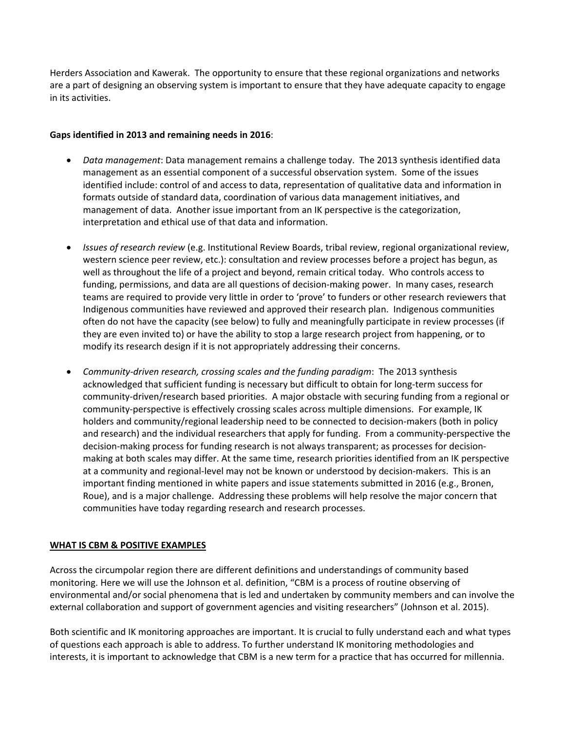Herders Association and Kawerak. The opportunity to ensure that these regional organizations and networks are a part of designing an observing system is important to ensure that they have adequate capacity to engage in its activities.

**Gaps identified in 2013 and remaining needs in 2016**:

- *Data management*: Data management remains a challenge today. The 2013 synthesis identified data management as an essential component of a successful observation system. Some of the issues identified include: control of and access to data, representation of qualitative data and information in formats outside of standard data, coordination of various data management initiatives, and management of data. Another issue important from an IK perspective is the categorization, interpretation and ethical use of that data and information.

- *Issues of research review* (e.g. Institutional Review Boards, tribal review, regional organizational review, western science peer review, etc.): consultation and review processes before a project has begun, as well as throughout the life of a project and beyond, remain critical today. Who controls access to funding, permissions, and data are all questions of decision-making power. In many cases, research teams are required to provide very little in order to 'prove' to funders or other research reviewers that Indigenous communities have reviewed and approved their research plan. Indigenous communities often do not have the capacity (see below) to fully and meaningfully participate in review processes (if they are even invited to) or have the ability to stop a large research project from happening, or to modify its research design if it is not appropriately addressing their concerns.

- *Community-driven research, crossing scales and the funding paradigm*: The 2013 synthesis acknowledged that sufficient funding is necessary but difficult to obtain for long-term success for community-driven/research based priorities. A major obstacle with securing funding from a regional or community-perspective is effectively crossing scales across multiple dimensions. For example, IK holders and community/regional leadership need to be connected to decision-makers (both in policy and research) and the individual researchers that apply for funding. From a community-perspective the decision-making process for funding research is not always transparent; as processes for decision-making at both scales may differ. At the same time, research priorities identified from an IK perspective at a community and regional-level may not be known or understood by decision-makers. This is an important finding mentioned in white papers and issue statements submitted in 2016 (e.g., Bronen, Roue), and is a major challenge. Addressing these problems will help resolve the major concern that communities have today regarding research and research processes.

## WHAT IS CBM & POSITIVE EXAMPLES

Across the circumpolar region there are different definitions and understandings of community based monitoring. Here we will use the Johnson et al. definition, "CBM is a process of routine observing of environmental and/or social phenomena that is led and undertaken by community members and can involve the external collaboration and support of government agencies and visiting researchers" (Johnson et al. 2015).

Both scientific and IK monitoring approaches are important. It is crucial to fully understand each and what types of questions each approach is able to address. To further understand IK monitoring methodologies and interests, it is important to acknowledge that CBM is a new term for a practice that has occurred for millennia.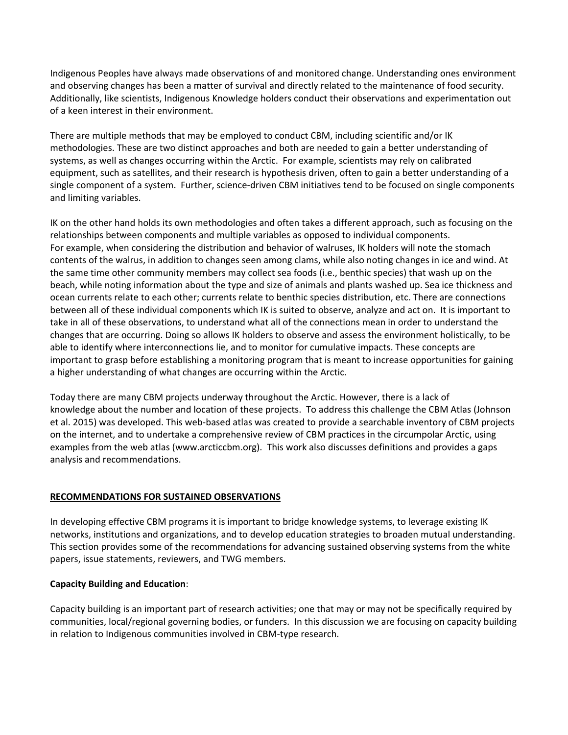Indigenous Peoples have always made observations of and monitored change. Understanding ones environment and observing changes has been a matter of survival and directly related to the maintenance of food security. Additionally, like scientists, Indigenous Knowledge holders conduct their observations and experimentation out of a keen interest in their environment.

There are multiple methods that may be employed to conduct CBM, including scientific and/or IK methodologies. These are two distinct approaches and both are needed to gain a better understanding of systems, as well as changes occurring within the Arctic. For example, scientists may rely on calibrated equipment, such as satellites, and their research is hypothesis driven, often to gain a better understanding of a single component of a system. Further, science-driven CBM initiatives tend to be focused on single components and limiting variables.

IK on the other hand holds its own methodologies and often takes a different approach, such as focusing on the relationships between components and multiple variables as opposed to individual components. For example, when considering the distribution and behavior of walruses, IK holders will note the stomach contents of the walrus, in addition to changes seen among clams, while also noting changes in ice and wind. At the same time other community members may collect sea foods (i.e., benthic species) that wash up on the beach, while noting information about the type and size of animals and plants washed up. Sea ice thickness and ocean currents relate to each other; currents relate to benthic species distribution, etc. There are connections between all of these individual components which IK is suited to observe, analyze and act on. It is important to take in all of these observations, to understand what all of the connections mean in order to understand the changes that are occurring. Doing so allows IK holders to observe and assess the environment holistically, to be able to identify where interconnections lie, and to monitor for cumulative impacts. These concepts are important to grasp before establishing a monitoring program that is meant to increase opportunities for gaining a higher understanding of what changes are occurring within the Arctic.

Today there are many CBM projects underway throughout the Arctic. However, there is a lack of knowledge about the number and location of these projects. To address this challenge the CBM Atlas (Johnson et al. 2015) was developed. This web-based atlas was created to provide a searchable inventory of CBM projects on the internet, and to undertake a comprehensive review of CBM practices in the circumpolar Arctic, using examples from the web atlas (www.arcticcbm.org). This work also discusses definitions and provides a gaps analysis and recommendations.

## RECOMMENDATIONS FOR SUSTAINED OBSERVATIONS

In developing effective CBM programs it is important to bridge knowledge systems, to leverage existing IK networks, institutions and organizations, and to develop education strategies to broaden mutual understanding. This section provides some of the recommendations for advancing sustained observing systems from the white papers, issue statements, reviewers, and TWG members.

### Capacity Building and Education:

Capacity building is an important part of research activities; one that may or may not be specifically required by communities, local/regional governing bodies, or funders. In this discussion we are focusing on capacity building in relation to Indigenous communities involved in CBM-type research.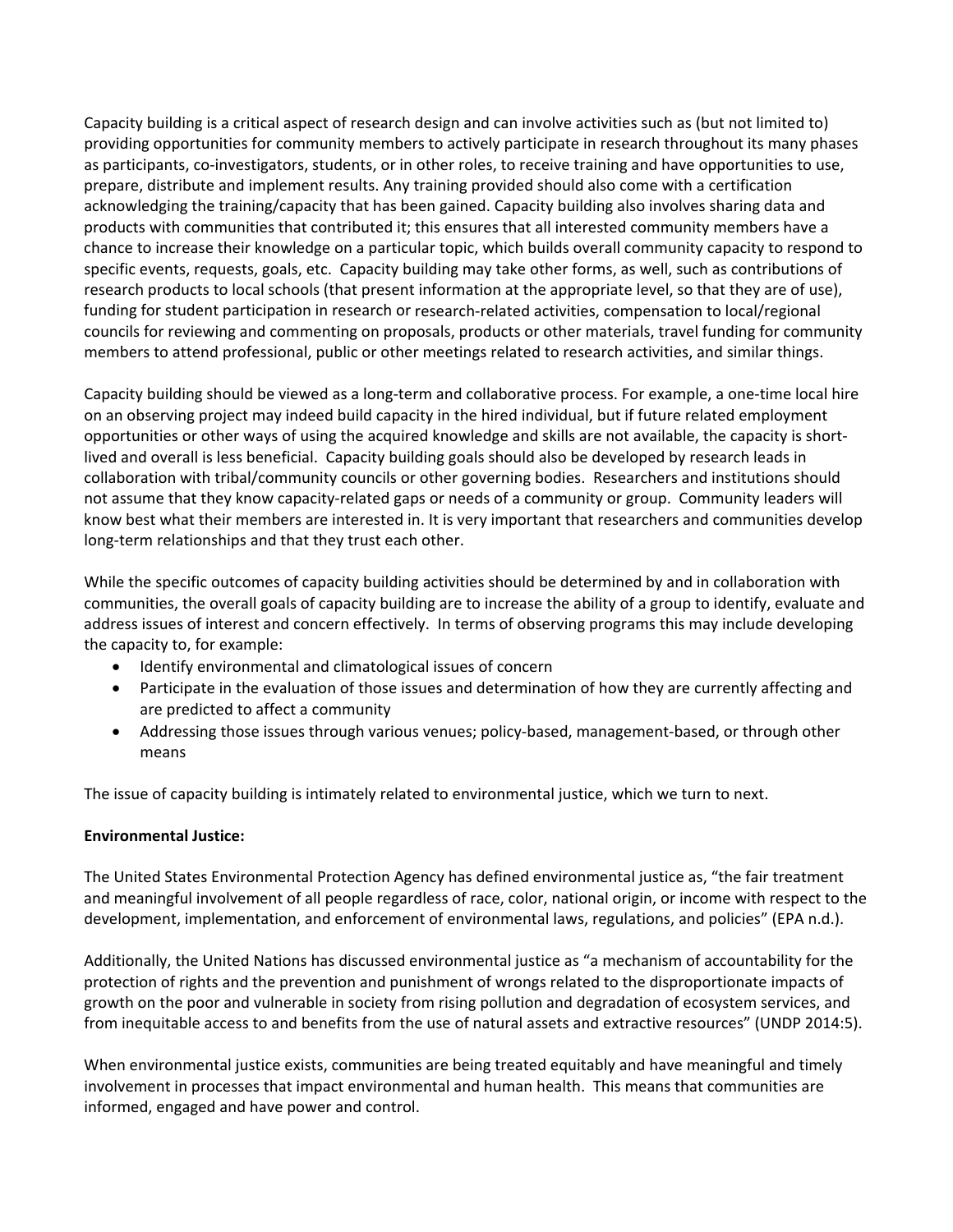Capacity building is a critical aspect of research design and can involve activities such as (but not limited to) providing opportunities for community members to actively participate in research throughout its many phases as participants, co-investigators, students, or in other roles, to receive training and have opportunities to use, prepare, distribute and implement results. Any training provided should also come with a certification acknowledging the training/capacity that has been gained. Capacity building also involves sharing data and products with communities that contributed it; this ensures that all interested community members have a chance to increase their knowledge on a particular topic, which builds overall community capacity to respond to specific events, requests, goals, etc. Capacity building may take other forms, as well, such as contributions of research products to local schools (that present information at the appropriate level, so that they are of use), funding for student participation in research or research-related activities, compensation to local/regional councils for reviewing and commenting on proposals, products or other materials, travel funding for community members to attend professional, public or other meetings related to research activities, and similar things.

Capacity building should be viewed as a long-term and collaborative process. For example, a one-time local hire on an observing project may indeed build capacity in the hired individual, but if future related employment opportunities or other ways of using the acquired knowledge and skills are not available, the capacity is short-lived and overall is less beneficial. Capacity building goals should also be developed by research leads in collaboration with tribal/community councils or other governing bodies. Researchers and institutions should not assume that they know capacity-related gaps or needs of a community or group. Community leaders will know best what their members are interested in. It is very important that researchers and communities develop long-term relationships and that they trust each other.

While the specific outcomes of capacity building activities should be determined by and in collaboration with communities, the overall goals of capacity building are to increase the ability of a group to identify, evaluate and address issues of interest and concern effectively. In terms of observing programs this may include developing the capacity to, for example:

- Identify environmental and climatological issues of concern
- Participate in the evaluation of those issues and determination of how they are currently affecting and are predicted to affect a community
- Addressing those issues through various venues; policy-based, management-based, or through other means

The issue of capacity building is intimately related to environmental justice, which we turn to next.

**Environmental Justice:**

The United States Environmental Protection Agency has defined environmental justice as, "the fair treatment and meaningful involvement of all people regardless of race, color, national origin, or income with respect to the development, implementation, and enforcement of environmental laws, regulations, and policies" (EPA n.d.).

Additionally, the United Nations has discussed environmental justice as "a mechanism of accountability for the protection of rights and the prevention and punishment of wrongs related to the disproportionate impacts of growth on the poor and vulnerable in society from rising pollution and degradation of ecosystem services, and from inequitable access to and benefits from the use of natural assets and extractive resources" (UNDP 2014:5).

When environmental justice exists, communities are being treated equitably and have meaningful and timely involvement in processes that impact environmental and human health. This means that communities are informed, engaged and have power and control.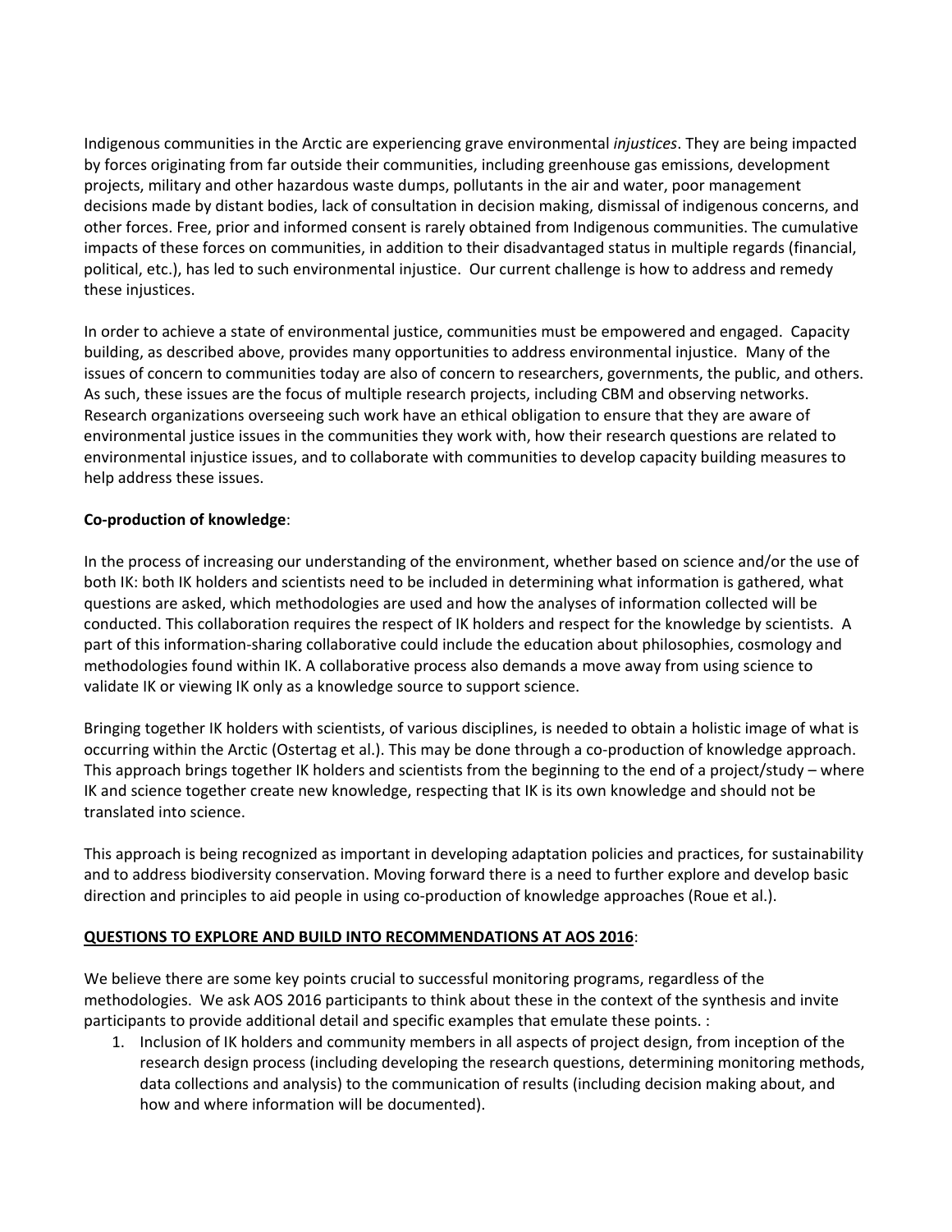Indigenous communities in the Arctic are experiencing grave environmental *injustices*. They are being impacted by forces originating from far outside their communities, including greenhouse gas emissions, development projects, military and other hazardous waste dumps, pollutants in the air and water, poor management decisions made by distant bodies, lack of consultation in decision making, dismissal of indigenous concerns, and other forces. Free, prior and informed consent is rarely obtained from Indigenous communities. The cumulative impacts of these forces on communities, in addition to their disadvantaged status in multiple regards (financial, political, etc.), has led to such environmental injustice. Our current challenge is how to address and remedy these injustices.

In order to achieve a state of environmental justice, communities must be empowered and engaged. Capacity building, as described above, provides many opportunities to address environmental injustice. Many of the issues of concern to communities today are also of concern to researchers, governments, the public, and others. As such, these issues are the focus of multiple research projects, including CBM and observing networks. Research organizations overseeing such work have an ethical obligation to ensure that they are aware of environmental justice issues in the communities they work with, how their research questions are related to environmental injustice issues, and to collaborate with communities to develop capacity building measures to help address these issues.

**Co-production of knowledge**:

In the process of increasing our understanding of the environment, whether based on science and/or the use of both IK: both IK holders and scientists need to be included in determining what information is gathered, what questions are asked, which methodologies are used and how the analyses of information collected will be conducted. This collaboration requires the respect of IK holders and respect for the knowledge by scientists. A part of this information-sharing collaborative could include the education about philosophies, cosmology and methodologies found within IK. A collaborative process also demands a move away from using science to validate IK or viewing IK only as a knowledge source to support science.

Bringing together IK holders with scientists, of various disciplines, is needed to obtain a holistic image of what is occurring within the Arctic (Ostertag et al.). This may be done through a co-production of knowledge approach. This approach brings together IK holders and scientists from the beginning to the end of a project/study – where IK and science together create new knowledge, respecting that IK is its own knowledge and should not be translated into science.

This approach is being recognized as important in developing adaptation policies and practices, for sustainability and to address biodiversity conservation. Moving forward there is a need to further explore and develop basic direction and principles to aid people in using co-production of knowledge approaches (Roue et al.).

**QUESTIONS TO EXPLORE AND BUILD INTO RECOMMENDATIONS AT AOS 2016**:

We believe there are some key points crucial to successful monitoring programs, regardless of the methodologies. We ask AOS 2016 participants to think about these in the context of the synthesis and invite participants to provide additional detail and specific examples that emulate these points. :

1. Inclusion of IK holders and community members in all aspects of project design, from inception of the research design process (including developing the research questions, determining monitoring methods, data collections and analysis) to the communication of results (including decision making about, and how and where information will be documented).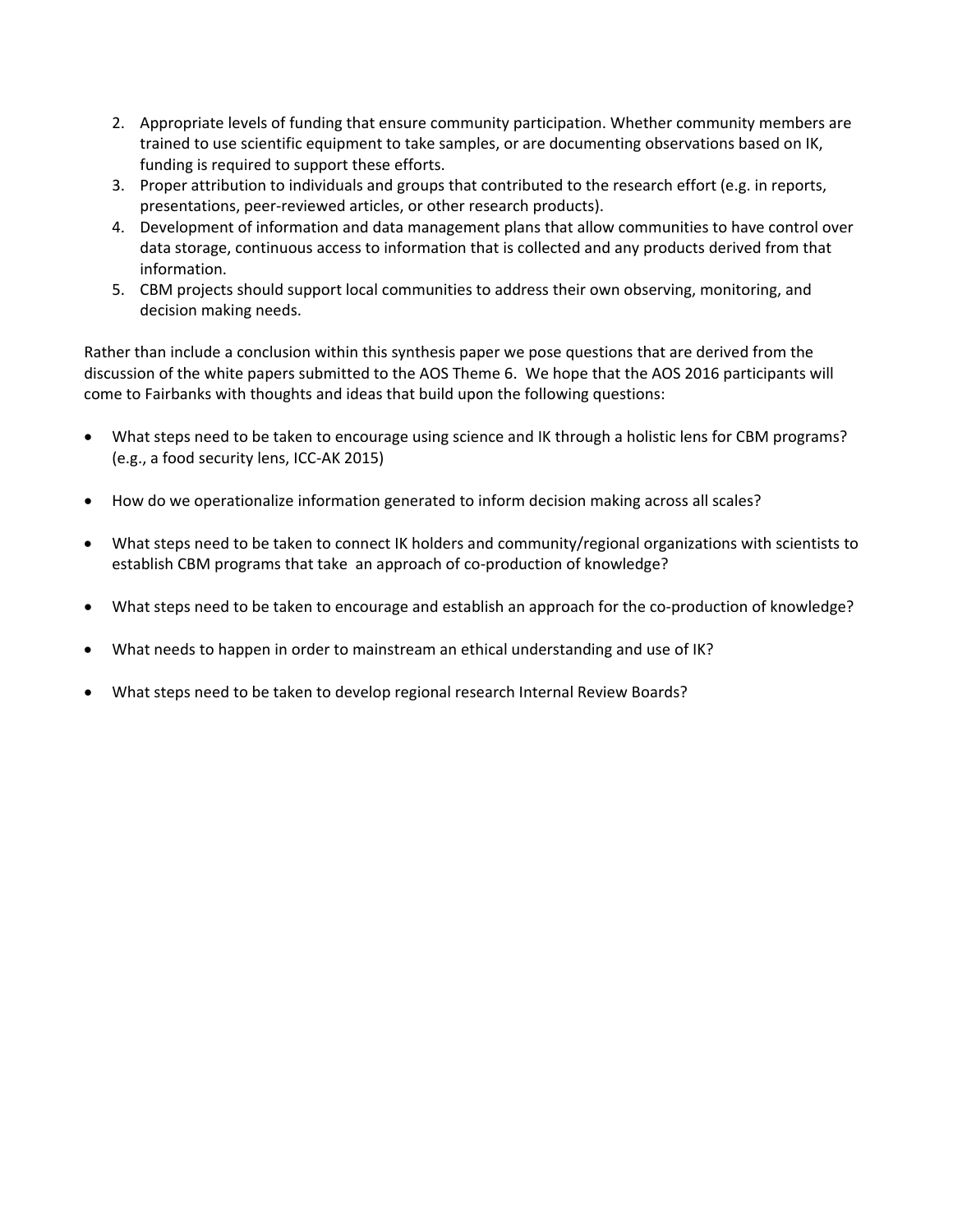2. Appropriate levels of funding that ensure community participation. Whether community members are trained to use scientific equipment to take samples, or are documenting observations based on IK, funding is required to support these efforts.
3. Proper attribution to individuals and groups that contributed to the research effort (e.g. in reports, presentations, peer-reviewed articles, or other research products).
4. Development of information and data management plans that allow communities to have control over data storage, continuous access to information that is collected and any products derived from that information.
5. CBM projects should support local communities to address their own observing, monitoring, and decision making needs.

Rather than include a conclusion within this synthesis paper we pose questions that are derived from the discussion of the white papers submitted to the AOS Theme 6. We hope that the AOS 2016 participants will come to Fairbanks with thoughts and ideas that build upon the following questions:

- What steps need to be taken to encourage using science and IK through a holistic lens for CBM programs? (e.g., a food security lens, ICC-AK 2015)
- How do we operationalize information generated to inform decision making across all scales?
- What steps need to be taken to connect IK holders and community/regional organizations with scientists to establish CBM programs that take an approach of co-production of knowledge?
- What steps need to be taken to encourage and establish an approach for the co-production of knowledge?
- What needs to happen in order to mainstream an ethical understanding and use of IK?
- What steps need to be taken to develop regional research Internal Review Boards?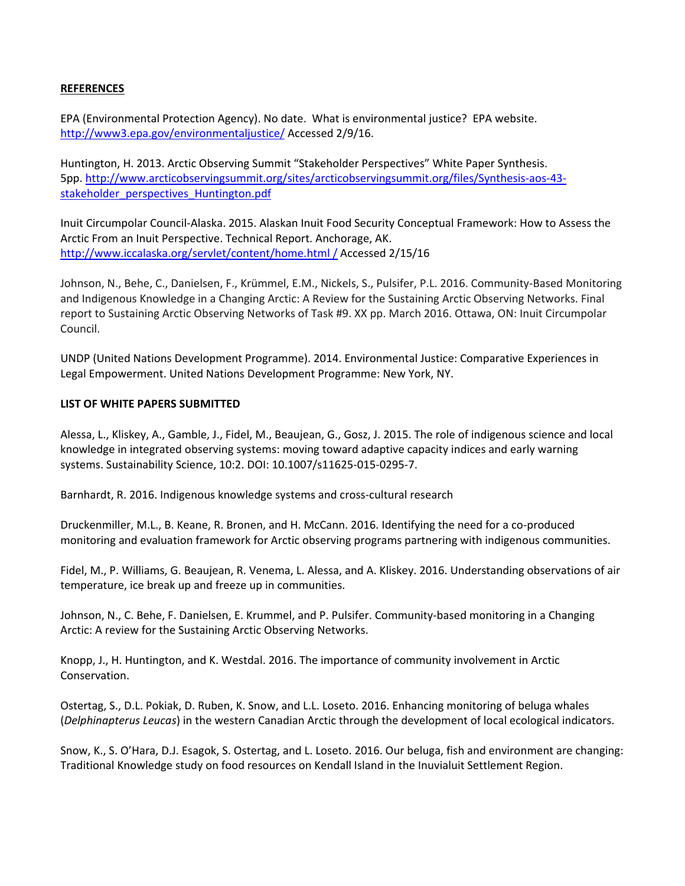**REFERENCES**

EPA (Environmental Protection Agency). No date. What is environmental justice? EPA website. http://www3.epa.gov/environmentaljustice/ Accessed 2/9/16.

Huntington, H. 2013. Arctic Observing Summit "Stakeholder Perspectives" White Paper Synthesis. 5pp. http://www.arcticobservingsummit.org/sites/arcticobservingsummit.org/files/Synthesis-aos-43-stakeholder_perspectives_Huntington.pdf

Inuit Circumpolar Council-Alaska. 2015. Alaskan Inuit Food Security Conceptual Framework: How to Assess the Arctic From an Inuit Perspective. Technical Report. Anchorage, AK. http://www.iccalaska.org/servlet/content/home.html / Accessed 2/15/16

Johnson, N., Behe, C., Danielsen, F., Krümmel, E.M., Nickels, S., Pulsifer, P.L. 2016. Community-Based Monitoring and Indigenous Knowledge in a Changing Arctic: A Review for the Sustaining Arctic Observing Networks. Final report to Sustaining Arctic Observing Networks of Task #9. XX pp. March 2016. Ottawa, ON: Inuit Circumpolar Council.

UNDP (United Nations Development Programme). 2014. Environmental Justice: Comparative Experiences in Legal Empowerment. United Nations Development Programme: New York, NY.

**LIST OF WHITE PAPERS SUBMITTED**

Alessa, L., Kliskey, A., Gamble, J., Fidel, M., Beaujean, G., Gosz, J. 2015. The role of indigenous science and local knowledge in integrated observing systems: moving toward adaptive capacity indices and early warning systems. Sustainability Science, 10:2. DOI: 10.1007/s11625-015-0295-7.

Barnhardt, R. 2016. Indigenous knowledge systems and cross-cultural research

Druckenmiller, M.L., B. Keane, R. Bronen, and H. McCann. 2016. Identifying the need for a co-produced monitoring and evaluation framework for Arctic observing programs partnering with indigenous communities.

Fidel, M., P. Williams, G. Beaujean, R. Venema, L. Alessa, and A. Kliskey. 2016. Understanding observations of air temperature, ice break up and freeze up in communities.

Johnson, N., C. Behe, F. Danielsen, E. Krummel, and P. Pulsifer. Community-based monitoring in a Changing Arctic: A review for the Sustaining Arctic Observing Networks.

Knopp, J., H. Huntington, and K. Westdal. 2016. The importance of community involvement in Arctic Conservation.

Ostertag, S., D.L. Pokiak, D. Ruben, K. Snow, and L.L. Loseto. 2016. Enhancing monitoring of beluga whales (*Delphinapterus Leucas*) in the western Canadian Arctic through the development of local ecological indicators.

Snow, K., S. O'Hara, D.J. Esagok, S. Ostertag, and L. Loseto. 2016. Our beluga, fish and environment are changing: Traditional Knowledge study on food resources on Kendall Island in the Inuvialuit Settlement Region.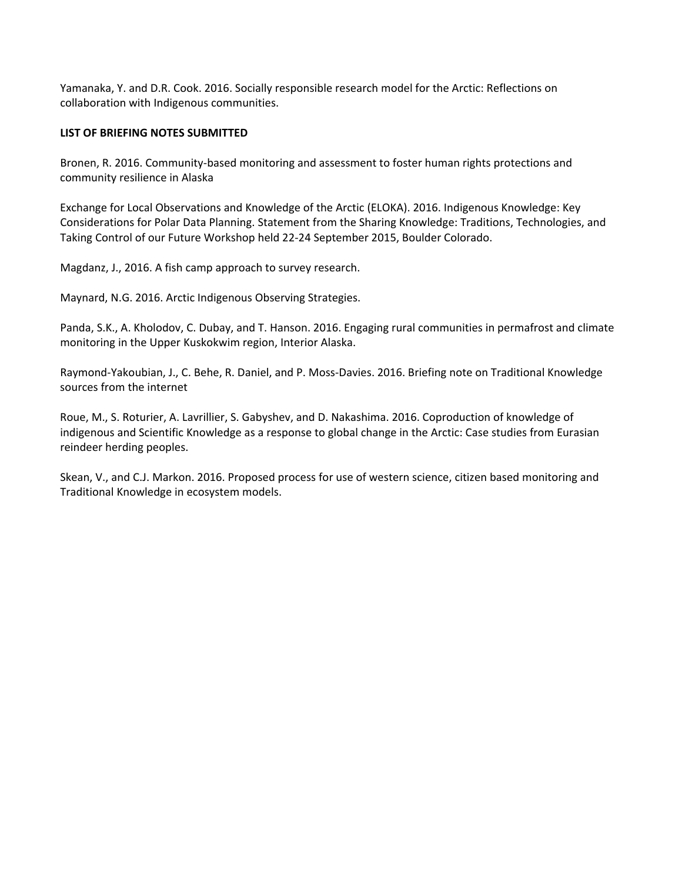Yamanaka, Y. and D.R. Cook. 2016. Socially responsible research model for the Arctic: Reflections on collaboration with Indigenous communities.

**LIST OF BRIEFING NOTES SUBMITTED**

Bronen, R. 2016. Community-based monitoring and assessment to foster human rights protections and community resilience in Alaska

Exchange for Local Observations and Knowledge of the Arctic (ELOKA). 2016. Indigenous Knowledge: Key Considerations for Polar Data Planning. Statement from the Sharing Knowledge: Traditions, Technologies, and Taking Control of our Future Workshop held 22-24 September 2015, Boulder Colorado.

Magdanz, J., 2016. A fish camp approach to survey research.

Maynard, N.G. 2016. Arctic Indigenous Observing Strategies.

Panda, S.K., A. Kholodov, C. Dubay, and T. Hanson. 2016. Engaging rural communities in permafrost and climate monitoring in the Upper Kuskokwim region, Interior Alaska.

Raymond-Yakoubian, J., C. Behe, R. Daniel, and P. Moss-Davies. 2016. Briefing note on Traditional Knowledge sources from the internet

Roue, M., S. Roturier, A. Lavrillier, S. Gabyshev, and D. Nakashima. 2016. Coproduction of knowledge of indigenous and Scientific Knowledge as a response to global change in the Arctic: Case studies from Eurasian reindeer herding peoples.

Skean, V., and C.J. Markon. 2016. Proposed process for use of western science, citizen based monitoring and Traditional Knowledge in ecosystem models.